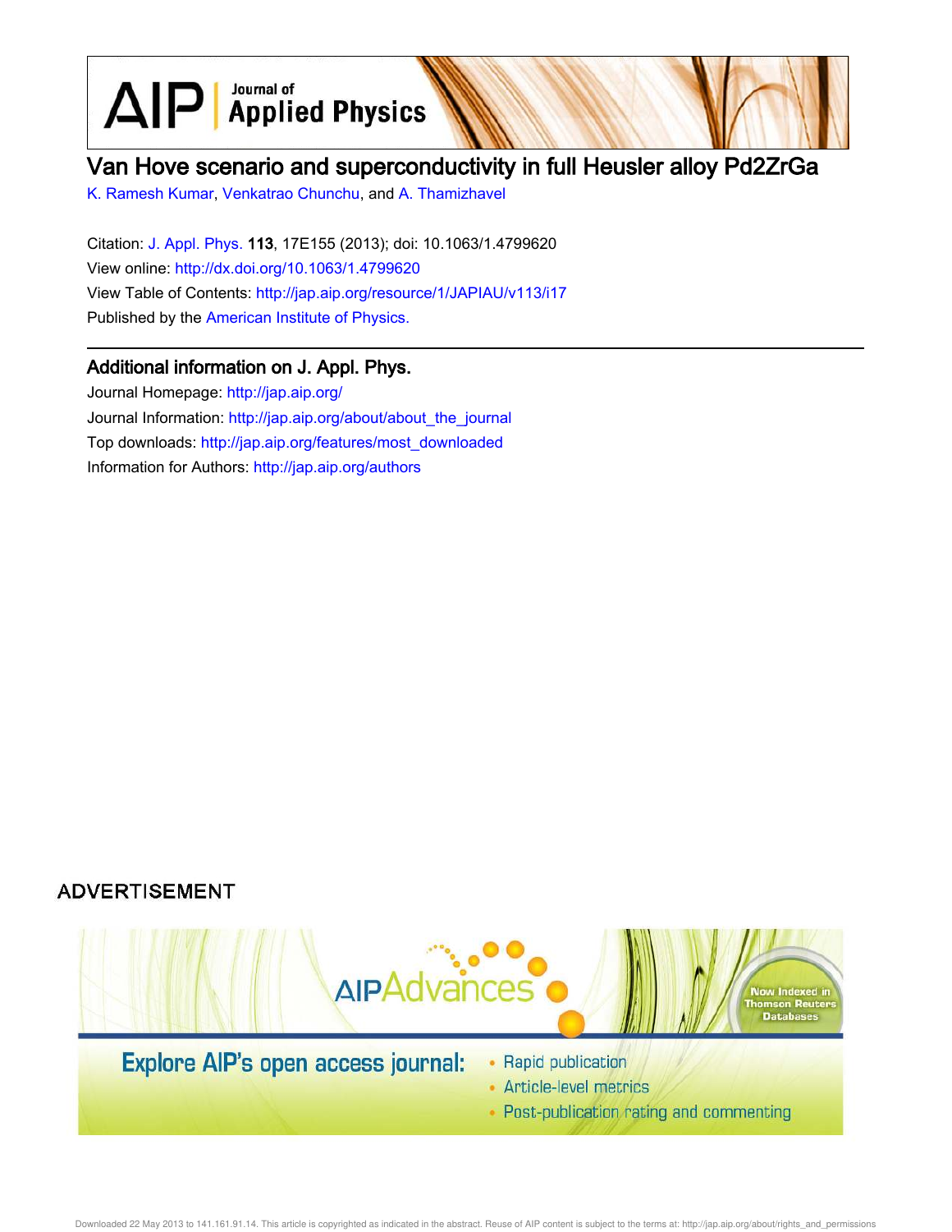# Van Hove scenario and superconductivity in full Heusler alloy Pd2ZrGa

K. Ramesh Kumar, Venkatrao Chunchu, and A. Thamizhavel

Citation: J. Appl. Phys. **113**, 17E155 (2013); doi: 10.1063/1.4799620

View online: http://dx.doi.org/10.1063/1.4799620

View Table of Contents: http://jap.aip.org/resource/1/JAPIAU/v113/i17

Published by the American Institute of Physics.

## Additional information on J. Appl. Phys.

Journal Homepage: http://jap.aip.org/

Journal Information: http://jap.aip.org/about/about_the_journal

Top downloads: http://jap.aip.org/features/most_downloaded

Information for Authors: http://jap.aip.org/authors

ADVERTISEMENT

AIPAdvances

Now Indexed in Thomson Reuters Databases

Explore AIP's open access journal:

- Rapid publication
- Article-level metrics
- Post-publication rating and commenting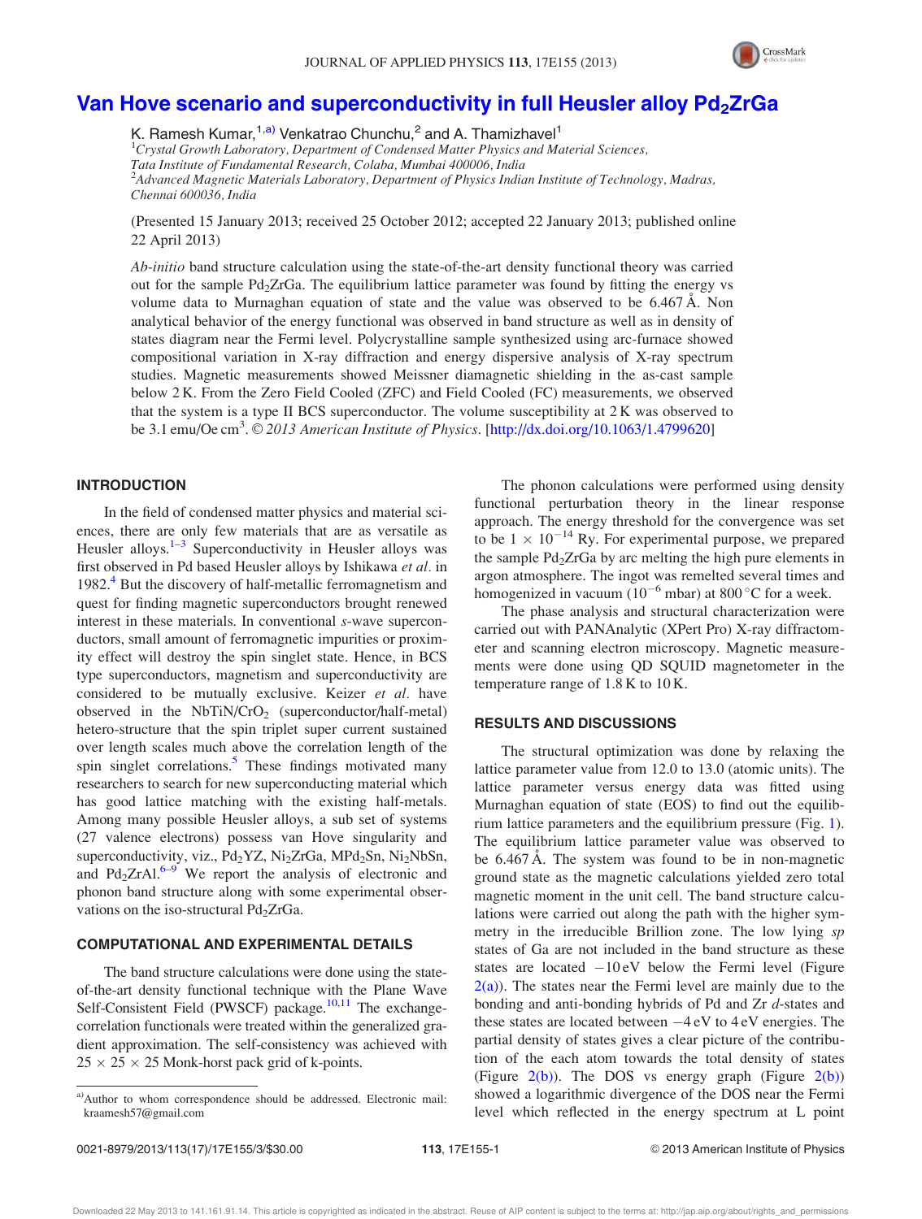# Van Hove scenario and superconductivity in full Heusler alloy $Pd_2ZrGa$

K. Ramesh Kumar,[1,a)] Venkatrao Chunchu,[2] and A. Thamizhavel[1]

[1]*Crystal Growth Laboratory, Department of Condensed Matter Physics and Material Sciences, Tata Institute of Fundamental Research, Colaba, Mumbai 400006, India*
[2]*Advanced Magnetic Materials Laboratory, Department of Physics Indian Institute of Technology, Madras, Chennai 600036, India*

(Presented 15 January 2013; received 25 October 2012; accepted 22 January 2013; published online 22 April 2013)

*Ab-initio* band structure calculation using the state-of-the-art density functional theory was carried out for the sample $Pd_2ZrGa$. The equilibrium lattice parameter was found by fitting the energy vs volume data to Murnaghan equation of state and the value was observed to be 6.467 Å. Non analytical behavior of the energy functional was observed in band structure as well as in density of states diagram near the Fermi level. Polycrystalline sample synthesized using arc-furnace showed compositional variation in X-ray diffraction and energy dispersive analysis of X-ray spectrum studies. Magnetic measurements showed Meissner diamagnetic shielding in the as-cast sample below 2 K. From the Zero Field Cooled (ZFC) and Field Cooled (FC) measurements, we observed that the system is a type II BCS superconductor. The volume susceptibility at 2 K was observed to be 3.1 emu/Oe $cm^3$. © *2013 American Institute of Physics*. [http://dx.doi.org/10.1063/1.4799620]

## INTRODUCTION

In the field of condensed matter physics and material sciences, there are only few materials that are as versatile as Heusler alloys.[1–3] Superconductivity in Heusler alloys was first observed in Pd based Heusler alloys by Ishikawa *et al.* in 1982.[4] But the discovery of half-metallic ferromagnetism and quest for finding magnetic superconductors brought renewed interest in these materials. In conventional *s*-wave superconductors, small amount of ferromagnetic impurities or proximity effect will destroy the spin singlet state. Hence, in BCS type superconductors, magnetism and superconductivity are considered to be mutually exclusive. Keizer *et al.* have observed in the $NbTiN/CrO_2$ (superconductor/half-metal) hetero-structure that the spin triplet super current sustained over length scales much above the correlation length of the spin singlet correlations.[5] These findings motivated many researchers to search for new superconducting material which has good lattice matching with the existing half-metals. Among many possible Heusler alloys, a sub set of systems (27 valence electrons) possess van Hove singularity and superconductivity, viz., $Pd_2YZ$, $Ni_2ZrGa$, $MPd_2Sn$, $Ni_2NbSn$, and $Pd_2ZrAl$.[6–9] We report the analysis of electronic and phonon band structure along with some experimental observations on the iso-structural $Pd_2ZrGa$.

## COMPUTATIONAL AND EXPERIMENTAL DETAILS

The band structure calculations were done using the state-of-the-art density functional technique with the Plane Wave Self-Consistent Field (PWSCF) package.[10,11] The exchange-correlation functionals were treated within the generalized gradient approximation. The self-consistency was achieved with $25 \times 25 \times 25$ Monk-horst pack grid of k-points.

The phonon calculations were performed using density functional perturbation theory in the linear response approach. The energy threshold for the convergence was set to be $1 \times 10^{-14}$ Ry. For experimental purpose, we prepared the sample $Pd_2ZrGa$ by arc melting the high pure elements in argon atmosphere. The ingot was remelted several times and homogenized in vacuum ($10^{-6}$ mbar) at 800 °C for a week.

The phase analysis and structural characterization were carried out with PANAnalytic (XPert Pro) X-ray diffractometer and scanning electron microscopy. Magnetic measurements were done using QD SQUID magnetometer in the temperature range of 1.8 K to 10 K.

## RESULTS AND DISCUSSIONS

The structural optimization was done by relaxing the lattice parameter value from 12.0 to 13.0 (atomic units). The lattice parameter versus energy data was fitted using Murnaghan equation of state (EOS) to find out the equilibrium lattice parameters and the equilibrium pressure (Fig. 1). The equilibrium lattice parameter value was observed to be 6.467 Å. The system was found to be in non-magnetic ground state as the magnetic calculations yielded zero total magnetic moment in the unit cell. The band structure calculations were carried out along the path with the higher symmetry in the irreducible Brillion zone. The low lying *sp* states of Ga are not included in the band structure as these states are located −10 eV below the Fermi level (Figure 2(a)). The states near the Fermi level are mainly due to the bonding and anti-bonding hybrids of Pd and Zr *d*-states and these states are located between −4 eV to 4 eV energies. The partial density of states gives a clear picture of the contribution of the each atom towards the total density of states (Figure 2(b)). The DOS vs energy graph (Figure 2(b)) showed a logarithmic divergence of the DOS near the Fermi level which reflected in the energy spectrum at L point

a)Author to whom correspondence should be addressed. Electronic mail: kraamesh57@gmail.com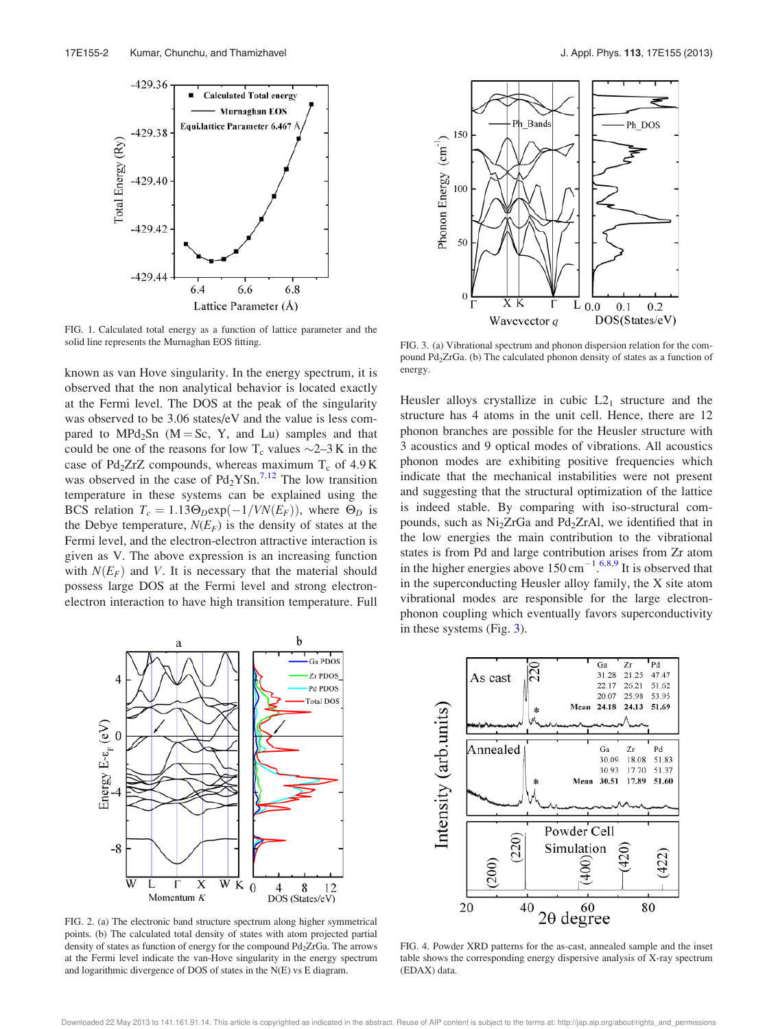FIG. 1. Calculated total energy as a function of lattice parameter and the solid line represents the Murnaghan EOS fitting.

known as van Hove singularity. In the energy spectrum, it is observed that the non analytical behavior is located exactly at the Fermi level. The DOS at the peak of the singularity was observed to be 3.06 states/eV and the value is less compared to $MPd_2Sn$ (M = Sc, Y, and Lu) samples and that could be one of the reasons for low $T_c$ values ~2–3 K in the case of $Pd_2ZrZ$ compounds, whereas maximum $T_c$ of 4.9 K was observed in the case of $Pd_2YSn$.[7,12] The low transition temperature in these systems can be explained using the BCS relation $T_c = 1.13\Theta_D \exp(-1/VN(E_F))$, where $\Theta_D$ is the Debye temperature, $N(E_F)$ is the density of states at the Fermi level, and the electron-electron attractive interaction is given as V. The above expression is an increasing function with $N(E_F)$ and $V$. It is necessary that the material should possess large DOS at the Fermi level and strong electron-electron interaction to have high transition temperature. Full Heusler alloys crystallize in cubic $L2_1$ structure and the structure has 4 atoms in the unit cell. Hence, there are 12 phonon branches are possible for the Heusler structure with 3 acoustics and 9 optical modes of vibrations. All acoustics phonon modes are exhibiting positive frequencies which indicate that the mechanical instabilities were not present and suggesting that the structural optimization of the lattice is indeed stable. By comparing with iso-structural compounds, such as $Ni_2ZrGa$ and $Pd_2ZrAl$, we identified that in the low energies the main contribution to the vibrational states is from Pd and large contribution arises from Zr atom in the higher energies above 150 $cm^{-1}$.[6,8,9] It is observed that in the superconducting Heusler alloy family, the X site atom vibrational modes are responsible for the large electron-phonon coupling which eventually favors superconductivity in these systems (Fig. 3).

FIG. 3. (a) Vibrational spectrum and phonon dispersion relation for the compound $Pd_2ZrGa$. (b) The calculated phonon density of states as a function of energy.

FIG. 2. (a) The electronic band structure spectrum along higher symmetrical points. (b) The calculated total density of states with atom projected partial density of states as function of energy for the compound $Pd_2ZrGa$. The arrows at the Fermi level indicate the van-Hove singularity in the energy spectrum and logarithmic divergence of DOS of states in the N(E) vs E diagram.

FIG. 4. Powder XRD patterns for the as-cast, annealed sample and the inset table shows the corresponding energy dispersive analysis of X-ray spectrum (EDAX) data.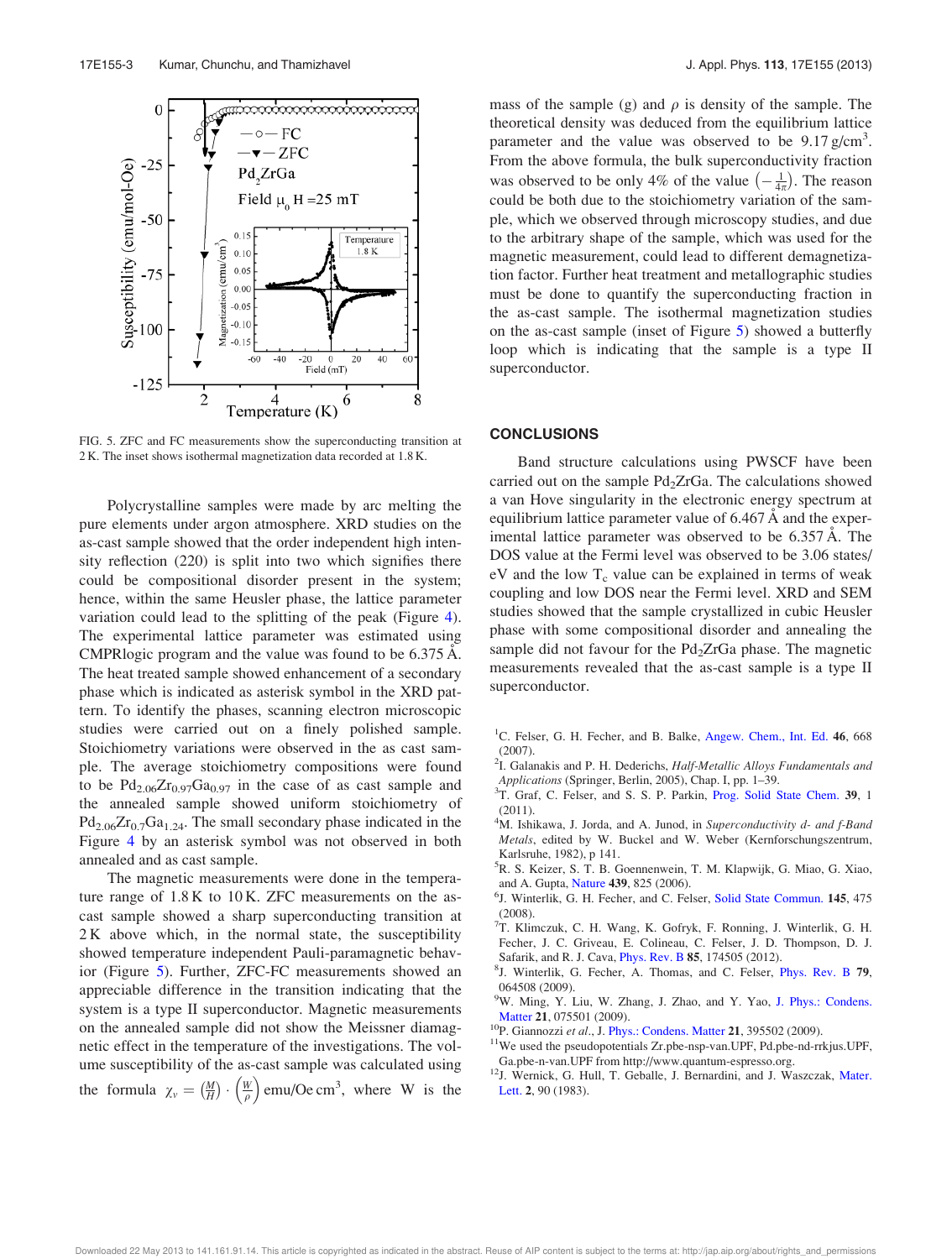0

-25

-50

-75

-100

-125

Susceptibility (emu/mol-Oe)

2 4 6 8

Temperature (K)

—○— FC

—▼— ZFC

$Pd_2ZrGa$

Field $\mu_0$ H =25 mT

Temperature 1.8 K

Magnetization (emu/cm$^3$)

0.15 0.10 0.05 0.00 -0.05 -0.10 -0.15

-60 -40 -20 0 20 40 60

Field (mT)

FIG. 5. ZFC and FC measurements show the superconducting transition at 2 K. The inset shows isothermal magnetization data recorded at 1.8 K.

Polycrystalline samples were made by arc melting the pure elements under argon atmosphere. XRD studies on the as-cast sample showed that the order independent high intensity reflection (220) is split into two which signifies there could be compositional disorder present in the system; hence, within the same Heusler phase, the lattice parameter variation could lead to the splitting of the peak (Figure 4). The experimental lattice parameter was estimated using CMPRlogic program and the value was found to be 6.375 Å. The heat treated sample showed enhancement of a secondary phase which is indicated as asterisk symbol in the XRD pattern. To identify the phases, scanning electron microscopic studies were carried out on a finely polished sample. Stoichiometry variations were observed in the as cast sample. The average stoichiometry compositions were found to be $Pd_{2.06}Zr_{0.97}Ga_{0.97}$ in the case of as cast sample and the annealed sample showed uniform stoichiometry of $Pd_{2.06}Zr_{0.7}Ga_{1.24}$. The small secondary phase indicated in the Figure 4 by an asterisk symbol was not observed in both annealed and as cast sample.

The magnetic measurements were done in the temperature range of 1.8 K to 10 K. ZFC measurements on the as-cast sample showed a sharp superconducting transition at 2 K above which, in the normal state, the susceptibility showed temperature independent Pauli-paramagnetic behavior (Figure 5). Further, ZFC-FC measurements showed an appreciable difference in the transition indicating that the system is a type II superconductor. Magnetic measurements on the annealed sample did not show the Meissner diamagnetic effect in the temperature of the investigations. The volume susceptibility of the as-cast sample was calculated using the formula $\chi_v = \left(\frac{M}{H}\right) \cdot \left(\frac{W}{\rho}\right)$ emu/Oe cm$^3$, where W is the mass of the sample (g) and $\rho$ is density of the sample. The theoretical density was deduced from the equilibrium lattice parameter and the value was observed to be 9.17 g/cm$^3$. From the above formula, the bulk superconductivity fraction was observed to be only 4% of the value $\left(-\frac{1}{4\pi}\right)$. The reason could be both due to the stoichiometry variation of the sample, which we observed through microscopy studies, and due to the arbitrary shape of the sample, which was used for the magnetic measurement, could lead to different demagnetization factor. Further heat treatment and metallographic studies must be done to quantify the superconducting fraction in the as-cast sample. The isothermal magnetization studies on the as-cast sample (inset of Figure 5) showed a butterfly loop which is indicating that the sample is a type II superconductor.

## CONCLUSIONS

Band structure calculations using PWSCF have been carried out on the sample $Pd_2ZrGa$. The calculations showed a van Hove singularity in the electronic energy spectrum at equilibrium lattice parameter value of 6.467 Å and the experimental lattice parameter was observed to be 6.357 Å. The DOS value at the Fermi level was observed to be 3.06 states/eV and the low $T_c$ value can be explained in terms of weak coupling and low DOS near the Fermi level. XRD and SEM studies showed that the sample crystallized in cubic Heusler phase with some compositional disorder and annealing the sample did not favour for the $Pd_2ZrGa$ phase. The magnetic measurements revealed that the as-cast sample is a type II superconductor.

[1] C. Felser, G. H. Fecher, and B. Balke, Angew. Chem., Int. Ed. **46**, 668 (2007).
[2] I. Galanakis and P. H. Dederichs, *Half-Metallic Alloys Fundamentals and Applications* (Springer, Berlin, 2005), Chap. I, pp. 1–39.
[3] T. Graf, C. Felser, and S. S. P. Parkin, Prog. Solid State Chem. **39**, 1 (2011).
[4] M. Ishikawa, J. Jorda, and A. Junod, in *Superconductivity d- and f-Band Metals*, edited by W. Buckel and W. Weber (Kernforschungszentrum, Karlsruhe, 1982), p 141.
[5] R. S. Keizer, S. T. B. Goennenwein, T. M. Klapwijk, G. Miao, G. Xiao, and A. Gupta, Nature **439**, 825 (2006).
[6] J. Winterlik, G. H. Fecher, and C. Felser, Solid State Commun. **145**, 475 (2008).
[7] T. Klimczuk, C. H. Wang, K. Gofryk, F. Ronning, J. Winterlik, G. H. Fecher, J. C. Griveau, E. Colineau, C. Felser, J. D. Thompson, D. J. Safarik, and R. J. Cava, Phys. Rev. B **85**, 174505 (2012).
[8] J. Winterlik, G. H. Fecher, A. Thomas, and C. Felser, Phys. Rev. B **79**, 064508 (2009).
[9] W. Ming, Y. Liu, W. Zhang, J. Zhao, and Y. Yao, J. Phys.: Condens. Matter **21**, 075501 (2009).
[10] P. Giannozzi *et al.*, J. Phys.: Condens. Matter **21**, 395502 (2009).
[11] We used the pseudopotentials Zr.pbe-nsp-van.UPF, Pd.pbe-nd-rrkjus.UPF, Ga.pbe-n-van.UPF from http://www.quantum-espresso.org.
[12] J. Wernick, G. Hull, T. Geballe, J. Bernardini, and J. Waszczak, Mater. Lett. **2**, 90 (1983).